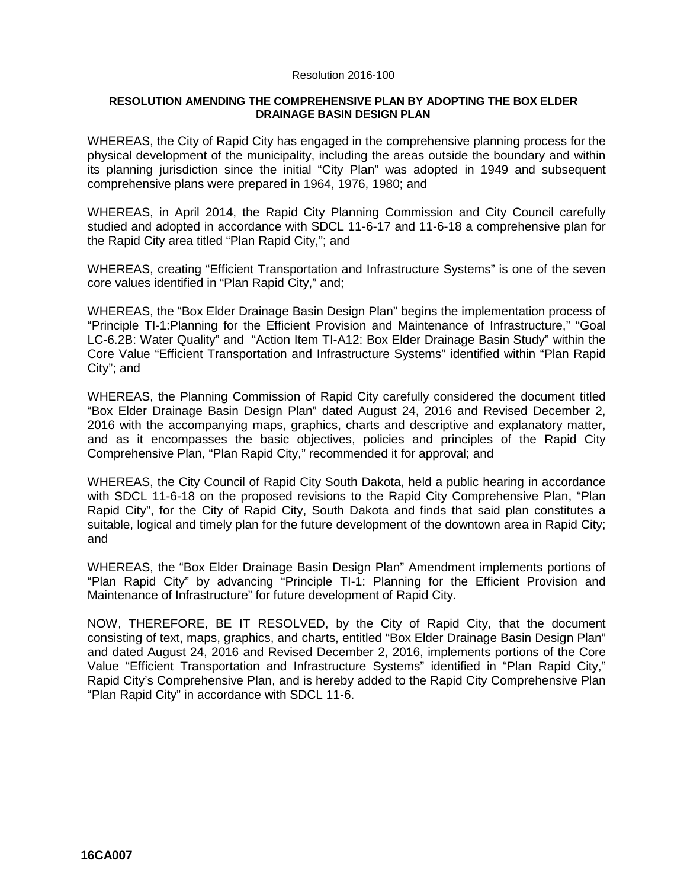Resolution 2016-100

**RESOLUTION AMENDING THE COMPREHENSIVE PLAN BY ADOPTING THE BOX ELDER DRAINAGE BASIN DESIGN PLAN**

WHEREAS, the City of Rapid City has engaged in the comprehensive planning process for the physical development of the municipality, including the areas outside the boundary and within its planning jurisdiction since the initial "City Plan" was adopted in 1949 and subsequent comprehensive plans were prepared in 1964, 1976, 1980; and

WHEREAS, in April 2014, the Rapid City Planning Commission and City Council carefully studied and adopted in accordance with SDCL 11-6-17 and 11-6-18 a comprehensive plan for the Rapid City area titled "Plan Rapid City,"; and

WHEREAS, creating "Efficient Transportation and Infrastructure Systems" is one of the seven core values identified in "Plan Rapid City," and;

WHEREAS, the "Box Elder Drainage Basin Design Plan" begins the implementation process of "Principle TI-1:Planning for the Efficient Provision and Maintenance of Infrastructure," "Goal LC-6.2B: Water Quality" and "Action Item TI-A12: Box Elder Drainage Basin Study" within the Core Value "Efficient Transportation and Infrastructure Systems" identified within "Plan Rapid City"; and

WHEREAS, the Planning Commission of Rapid City carefully considered the document titled "Box Elder Drainage Basin Design Plan" dated August 24, 2016 and Revised December 2, 2016 with the accompanying maps, graphics, charts and descriptive and explanatory matter, and as it encompasses the basic objectives, policies and principles of the Rapid City Comprehensive Plan, "Plan Rapid City," recommended it for approval; and

WHEREAS, the City Council of Rapid City South Dakota, held a public hearing in accordance with SDCL 11-6-18 on the proposed revisions to the Rapid City Comprehensive Plan, "Plan Rapid City", for the City of Rapid City, South Dakota and finds that said plan constitutes a suitable, logical and timely plan for the future development of the downtown area in Rapid City; and

WHEREAS, the "Box Elder Drainage Basin Design Plan" Amendment implements portions of "Plan Rapid City" by advancing "Principle TI-1: Planning for the Efficient Provision and Maintenance of Infrastructure" for future development of Rapid City.

NOW, THEREFORE, BE IT RESOLVED, by the City of Rapid City, that the document consisting of text, maps, graphics, and charts, entitled "Box Elder Drainage Basin Design Plan" and dated August 24, 2016 and Revised December 2, 2016, implements portions of the Core Value "Efficient Transportation and Infrastructure Systems" identified in "Plan Rapid City," Rapid City's Comprehensive Plan, and is hereby added to the Rapid City Comprehensive Plan "Plan Rapid City" in accordance with SDCL 11-6.

**16CA007**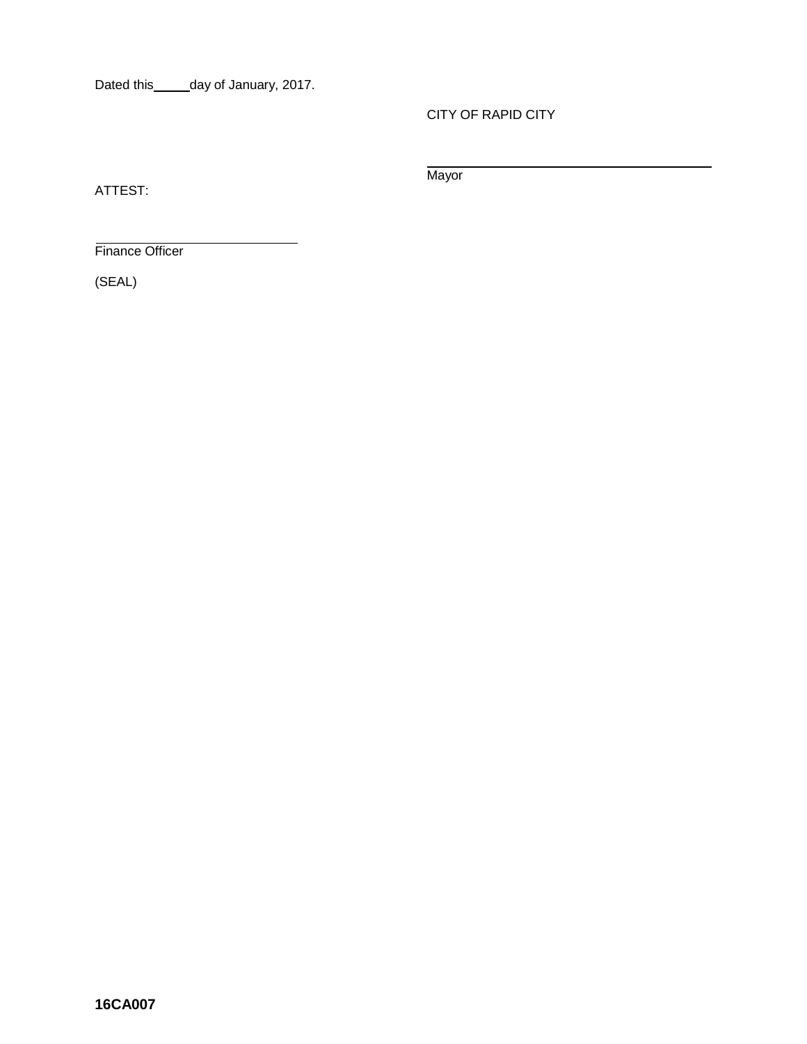Dated this _____ day of January, 2017.

CITY OF RAPID CITY

_______________________________________
Mayor

ATTEST:

_____________________________
Finance Officer

(SEAL)

**16CA007**